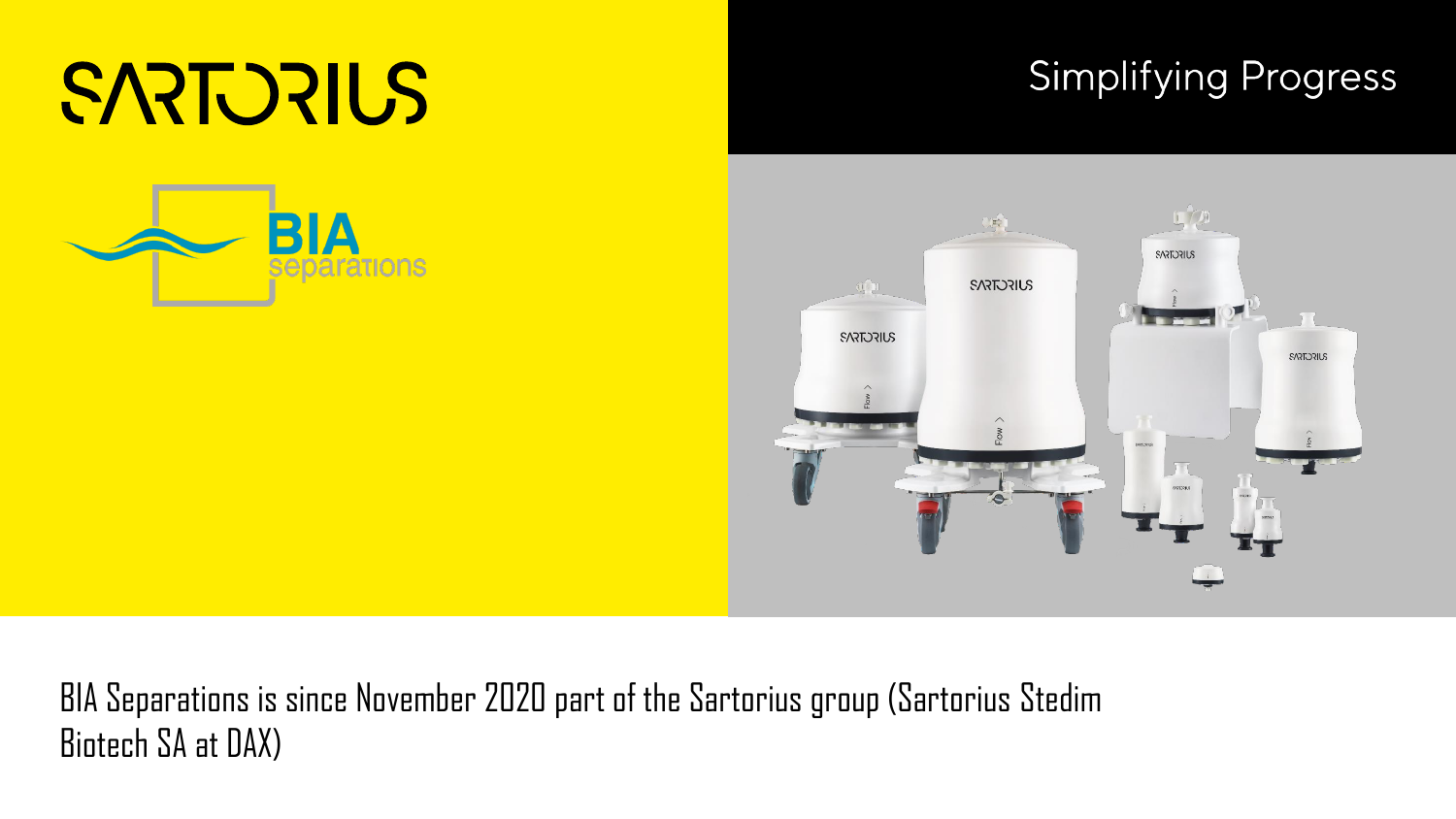SARTORIUS

BIA separations

Simplifying Progress

BIA Separations is since November 2020 part of the Sartorius group (Sartorius Stedim Biotech SA at DAX)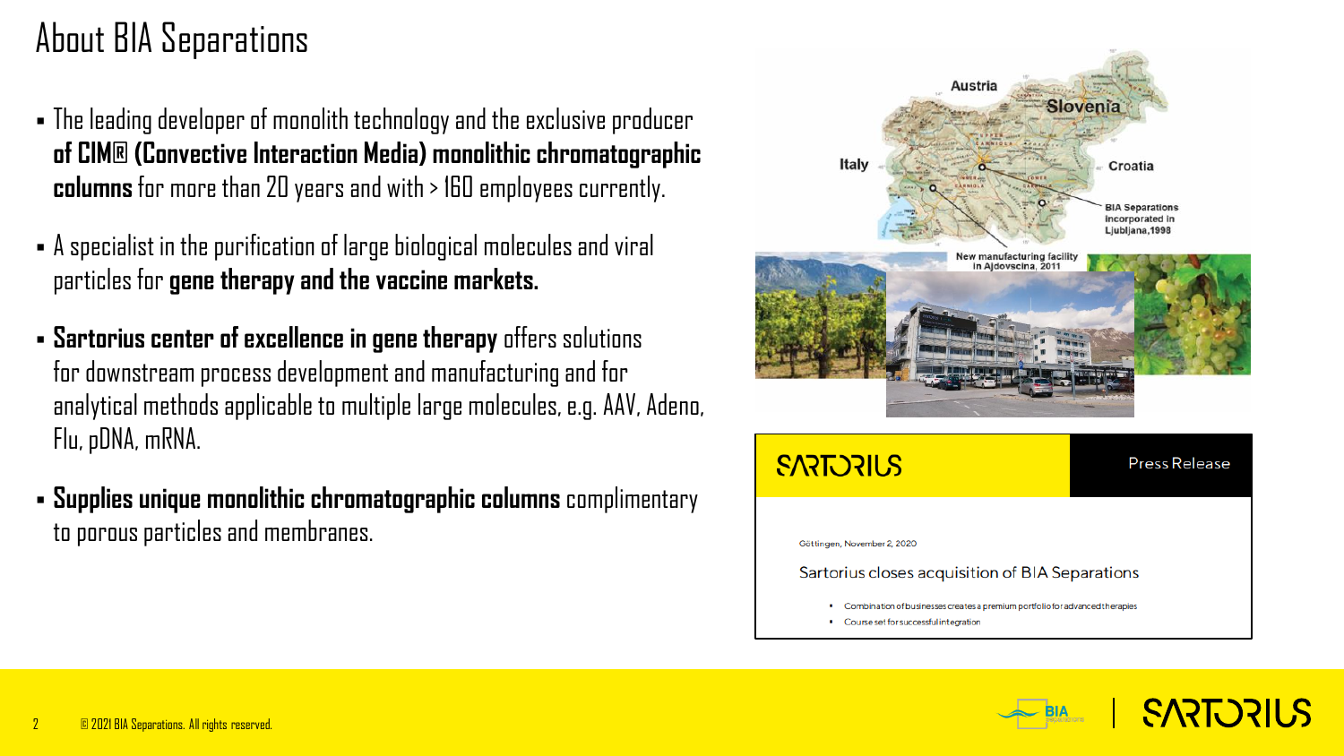# About BIA Separations

- The leading developer of monolith technology and the exclusive producer **of CIM® (Convective Interaction Media) monolithic chromatographic columns** for more than 20 years and with > 160 employees currently.
- A specialist in the purification of large biological molecules and viral particles for **gene therapy and the vaccine markets.**
- **Sartorius center of excellence in gene therapy** offers solutions for downstream process development and manufacturing and for analytical methods applicable to multiple large molecules, e.g. AAV, Adeno, Flu, pDNA, mRNA.
- **Supplies unique monolithic chromatographic columns** complimentary to porous particles and membranes.

Austria
Slovenia
Italy
Croatia
BIA Separations incorporated in Ljubljana, 1998
New manufacturing facility in Ajdovscina, 2011

SARTORIUS — Press Release

Göttingen, November 2, 2020

Sartorius closes acquisition of BIA Separations

- Combination of businesses creates a premium portfolio for advanced therapies
- Course set for successful integration

© 2021 BIA Separations. All rights reserved.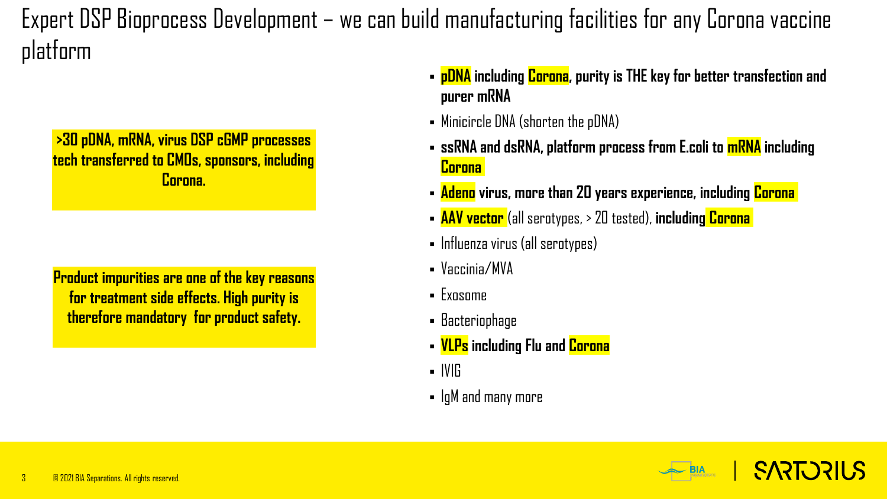# Expert DSP Bioprocess Development – we can build manufacturing facilities for any Corona vaccine platform

**>30 pDNA, mRNA, virus DSP cGMP processes tech transferred to CMOs, sponsors, including Corona.**

**Product impurities are one of the key reasons for treatment side effects. High purity is therefore mandatory for product safety.**

- **pDNA including Corona, purity is THE key for better transfection and purer mRNA**
- Minicircle DNA (shorten the pDNA)
- **ssRNA and dsRNA, platform process from E.coli to mRNA including Corona**
- **Adeno virus, more than 20 years experience, including Corona**
- **AAV vector** (all serotypes, > 20 tested), **including Corona**
- Influenza virus (all serotypes)
- Vaccinia/MVA
- Exosome
- Bacteriophage
- **VLPs including Flu and Corona**
- IVIG
- IgM and many more

© 2021 BIA Separations. All rights reserved.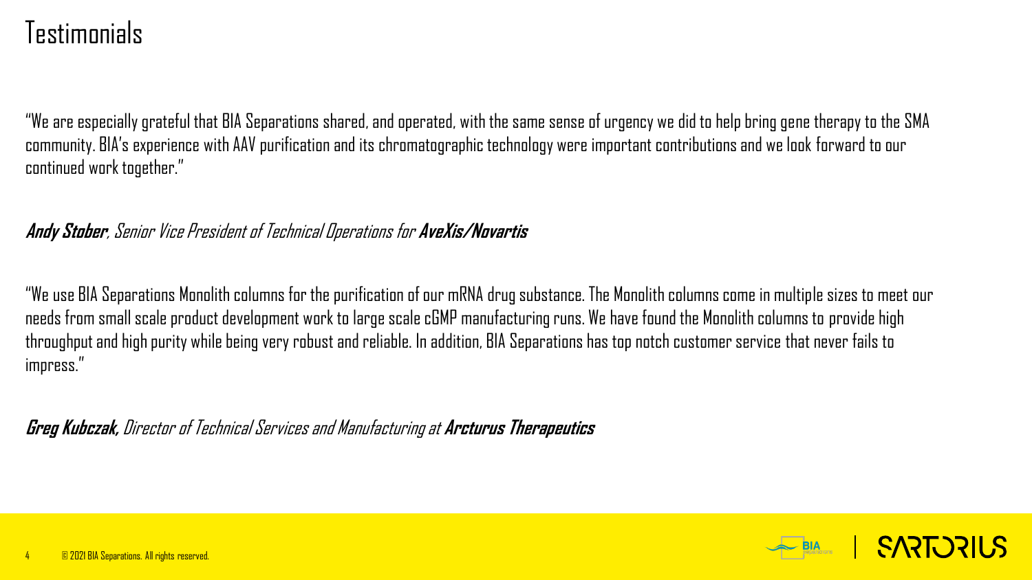# Testimonials

"We are especially grateful that BIA Separations shared, and operated, with the same sense of urgency we did to help bring gene therapy to the SMA community. BIA's experience with AAV purification and its chromatographic technology were important contributions and we look forward to our continued work together."

***Andy Stober***, *Senior Vice President of Technical Operations for* ***AveXis/Novartis***

"We use BIA Separations Monolith columns for the purification of our mRNA drug substance. The Monolith columns come in multiple sizes to meet our needs from small scale product development work to large scale cGMP manufacturing runs. We have found the Monolith columns to provide high throughput and high purity while being very robust and reliable. In addition, BIA Separations has top notch customer service that never fails to impress."

***Greg Kubczak,*** *Director of Technical Services and Manufacturing at* ***Arcturus Therapeutics***

© 2021 BIA Separations. All rights reserved.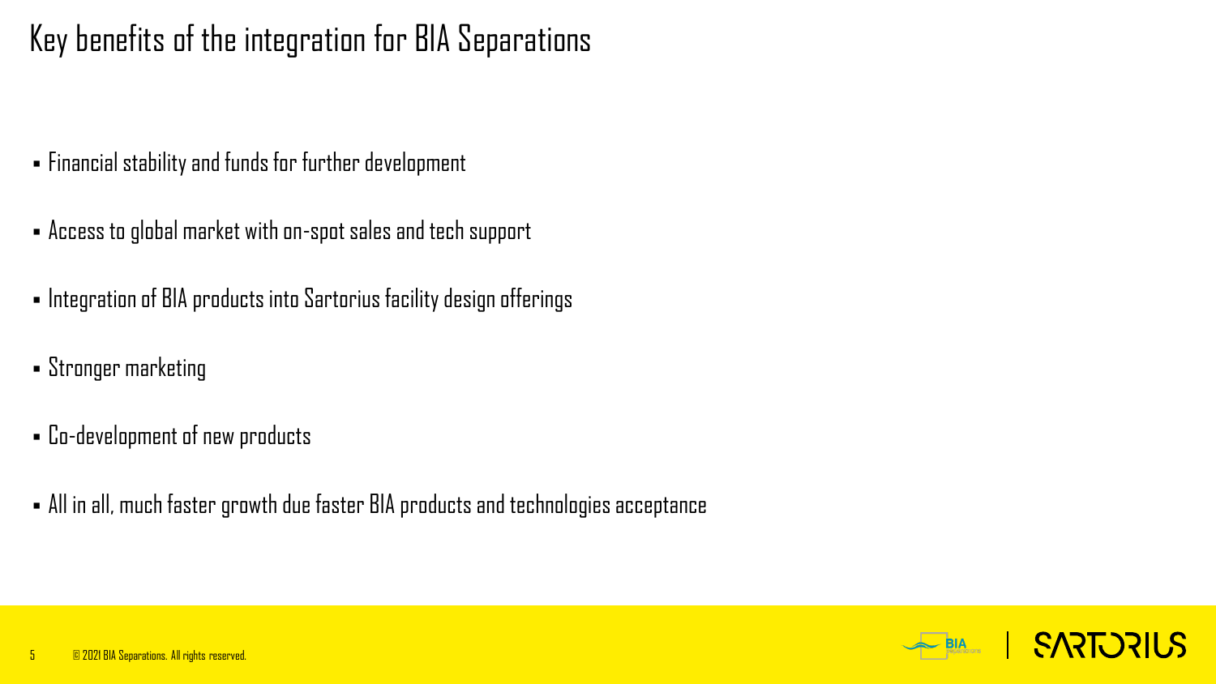# Key benefits of the integration for BIA Separations

- Financial stability and funds for further development
- Access to global market with on-spot sales and tech support
- Integration of BIA products into Sartorius facility design offerings
- Stronger marketing
- Co-development of new products
- All in all, much faster growth due faster BIA products and technologies acceptance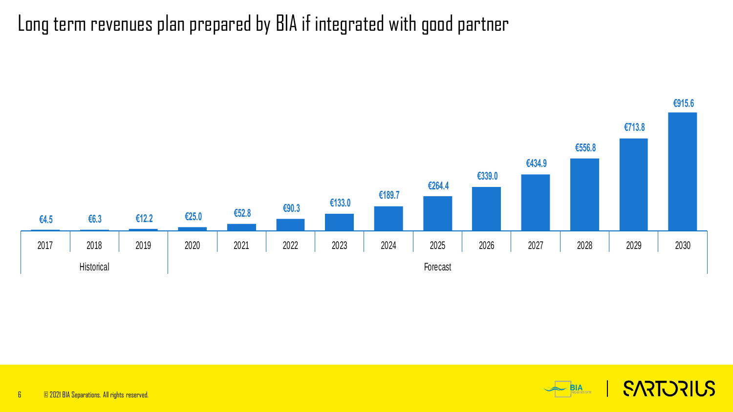# Long term revenues plan prepared by BIA if integrated with good partner

| | Year | Revenue |
|---|---|---|
| Historical | 2017 | €4.5 |
| | 2018 | €6.3 |
| | 2019 | €12.2 |
| Forecast | 2020 | €25.0 |
| | 2021 | €52.8 |
| | 2022 | €90.3 |
| | 2023 | €133.0 |
| | 2024 | €189.7 |
| | 2025 | €264.4 |
| | 2026 | €339.0 |
| | 2027 | €434.9 |
| | 2028 | €556.8 |
| | 2029 | €713.8 |
| | 2030 | €915.6 |

© 2021 BIA Separations. All rights reserved.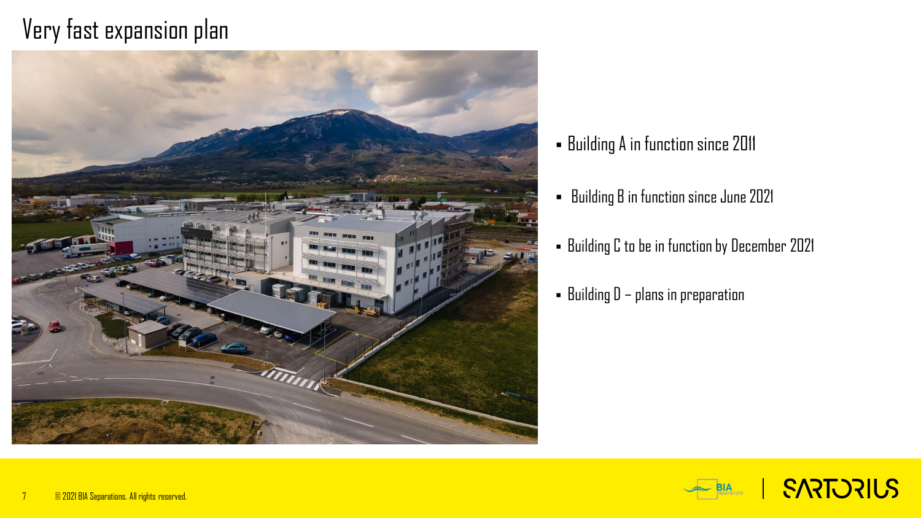# Very fast expansion plan

- Building A in function since 2011
- Building B in function since June 2021
- Building C to be in function by December 2021
- Building D – plans in preparation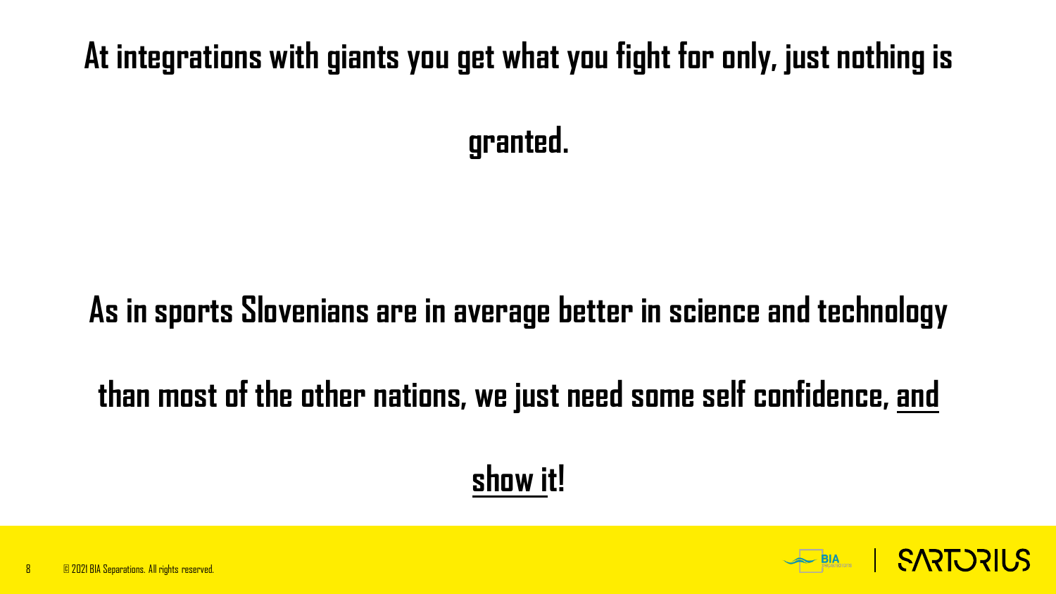**At integrations with giants you get what you fight for only, just nothing is granted.**

**As in sports Slovenians are in average better in science and technology than most of the other nations, we just need some self confidence, and show it!**

© 2021 BIA Separations. All rights reserved.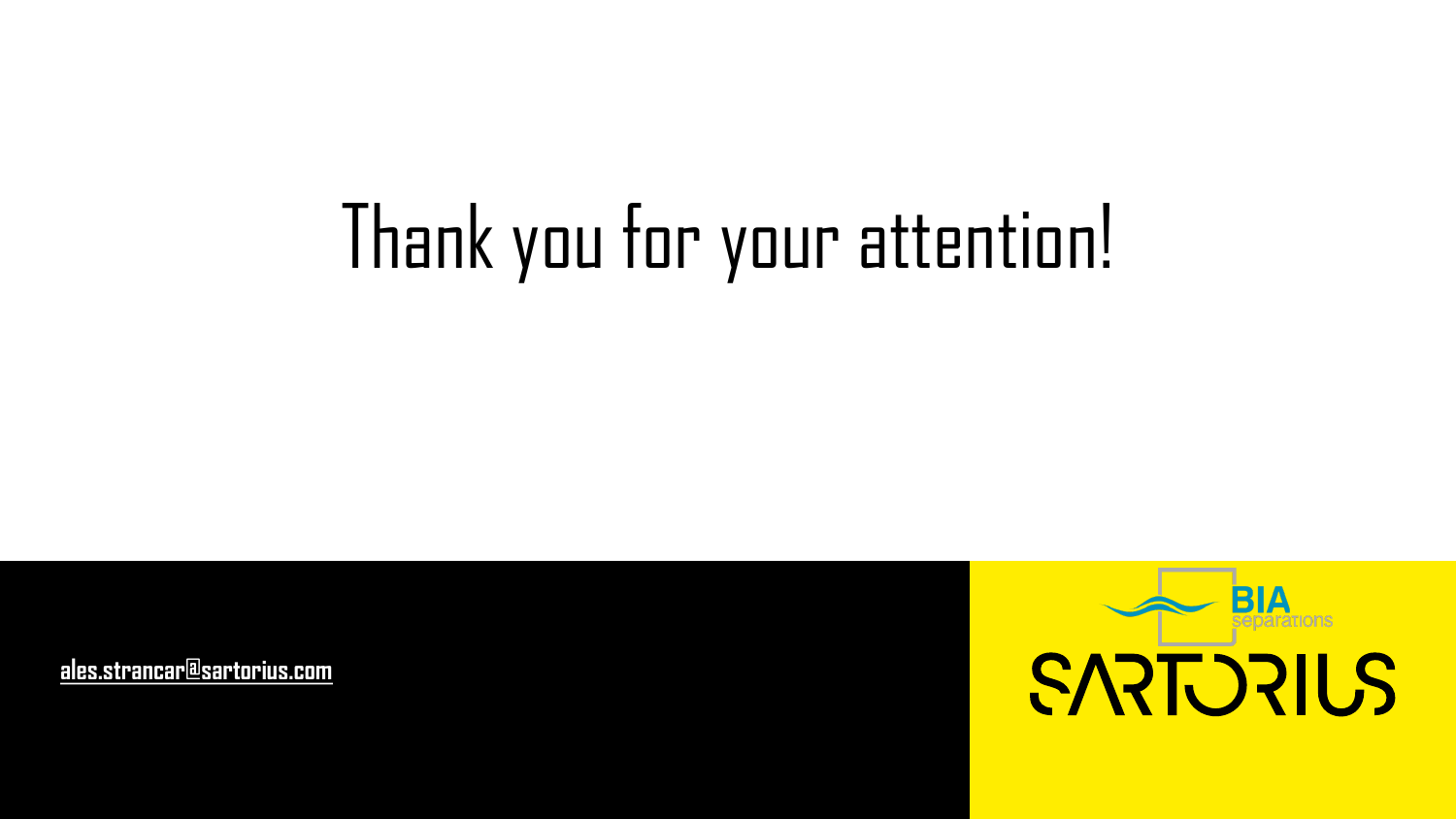# Thank you for your attention!

ales.strancar@sartorius.com

BIA separations

SARTORIUS